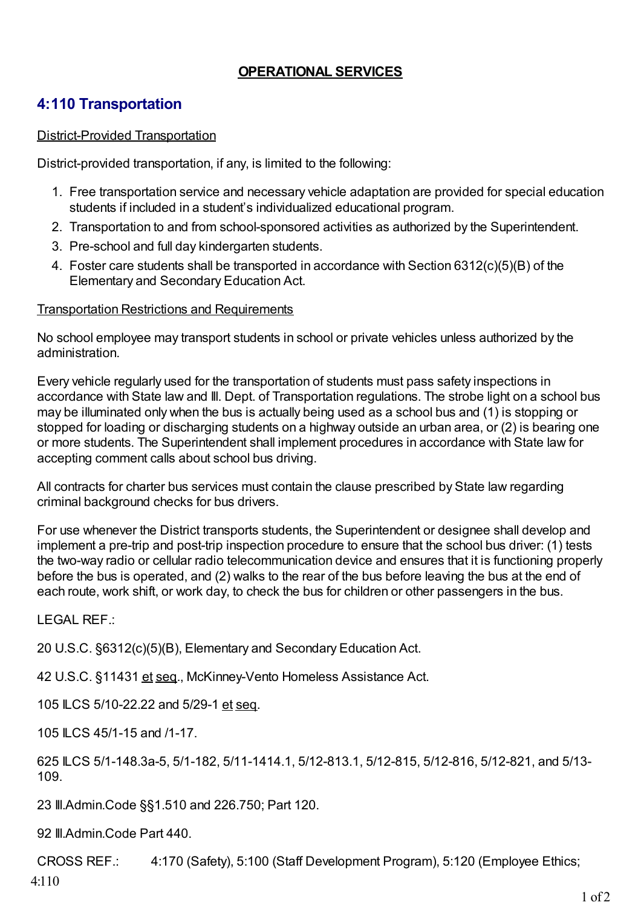**OPERATIONAL SERVICES**

## 4:110 Transportation

District-Provided Transportation

District-provided transportation, if any, is limited to the following:

1. Free transportation service and necessary vehicle adaptation are provided for special education students if included in a student's individualized educational program.
2. Transportation to and from school-sponsored activities as authorized by the Superintendent.
3. Pre-school and full day kindergarten students.
4. Foster care students shall be transported in accordance with Section 6312(c)(5)(B) of the Elementary and Secondary Education Act.

Transportation Restrictions and Requirements

No school employee may transport students in school or private vehicles unless authorized by the administration.

Every vehicle regularly used for the transportation of students must pass safety inspections in accordance with State law and Ill. Dept. of Transportation regulations. The strobe light on a school bus may be illuminated only when the bus is actually being used as a school bus and (1) is stopping or stopped for loading or discharging students on a highway outside an urban area, or (2) is bearing one or more students. The Superintendent shall implement procedures in accordance with State law for accepting comment calls about school bus driving.

All contracts for charter bus services must contain the clause prescribed by State law regarding criminal background checks for bus drivers.

For use whenever the District transports students, the Superintendent or designee shall develop and implement a pre-trip and post-trip inspection procedure to ensure that the school bus driver: (1) tests the two-way radio or cellular radio telecommunication device and ensures that it is functioning properly before the bus is operated, and (2) walks to the rear of the bus before leaving the bus at the end of each route, work shift, or work day, to check the bus for children or other passengers in the bus.

LEGAL REF.:

20 U.S.C. §6312(c)(5)(B), Elementary and Secondary Education Act.

42 U.S.C. §11431 et seq., McKinney-Vento Homeless Assistance Act.

105 ILCS 5/10-22.22 and 5/29-1 et seq.

105 ILCS 45/1-15 and /1-17.

625 ILCS 5/1-148.3a-5, 5/1-182, 5/11-1414.1, 5/12-813.1, 5/12-815, 5/12-816, 5/12-821, and 5/13-109.

23 Ill.Admin.Code §§1.510 and 226.750; Part 120.

92 Ill.Admin.Code Part 440.

CROSS REF.: 4:170 (Safety), 5:100 (Staff Development Program), 5:120 (Employee Ethics;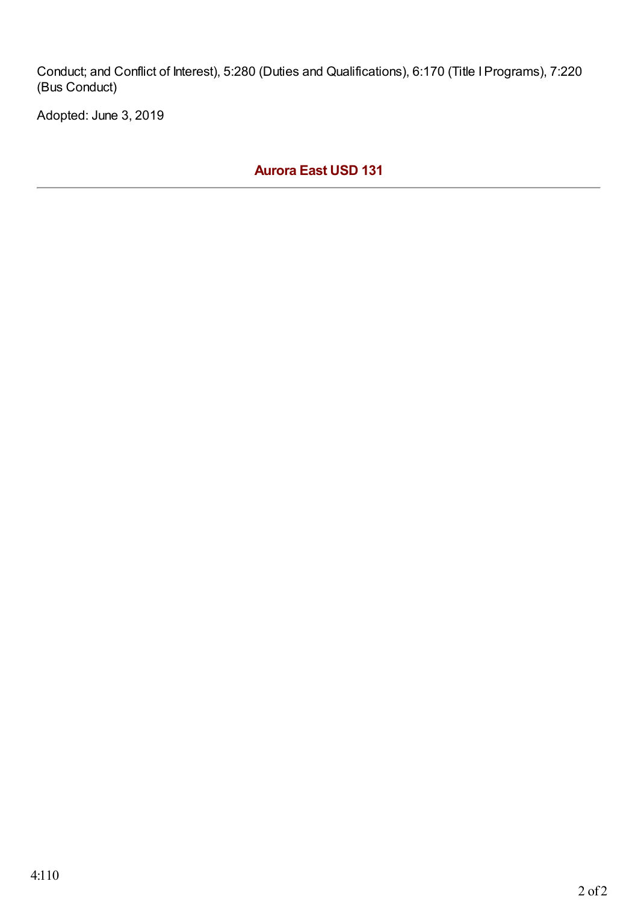Conduct; and Conflict of Interest), 5:280 (Duties and Qualifications), 6:170 (Title I Programs), 7:220 (Bus Conduct)

Adopted: June 3, 2019

**Aurora East USD 131**